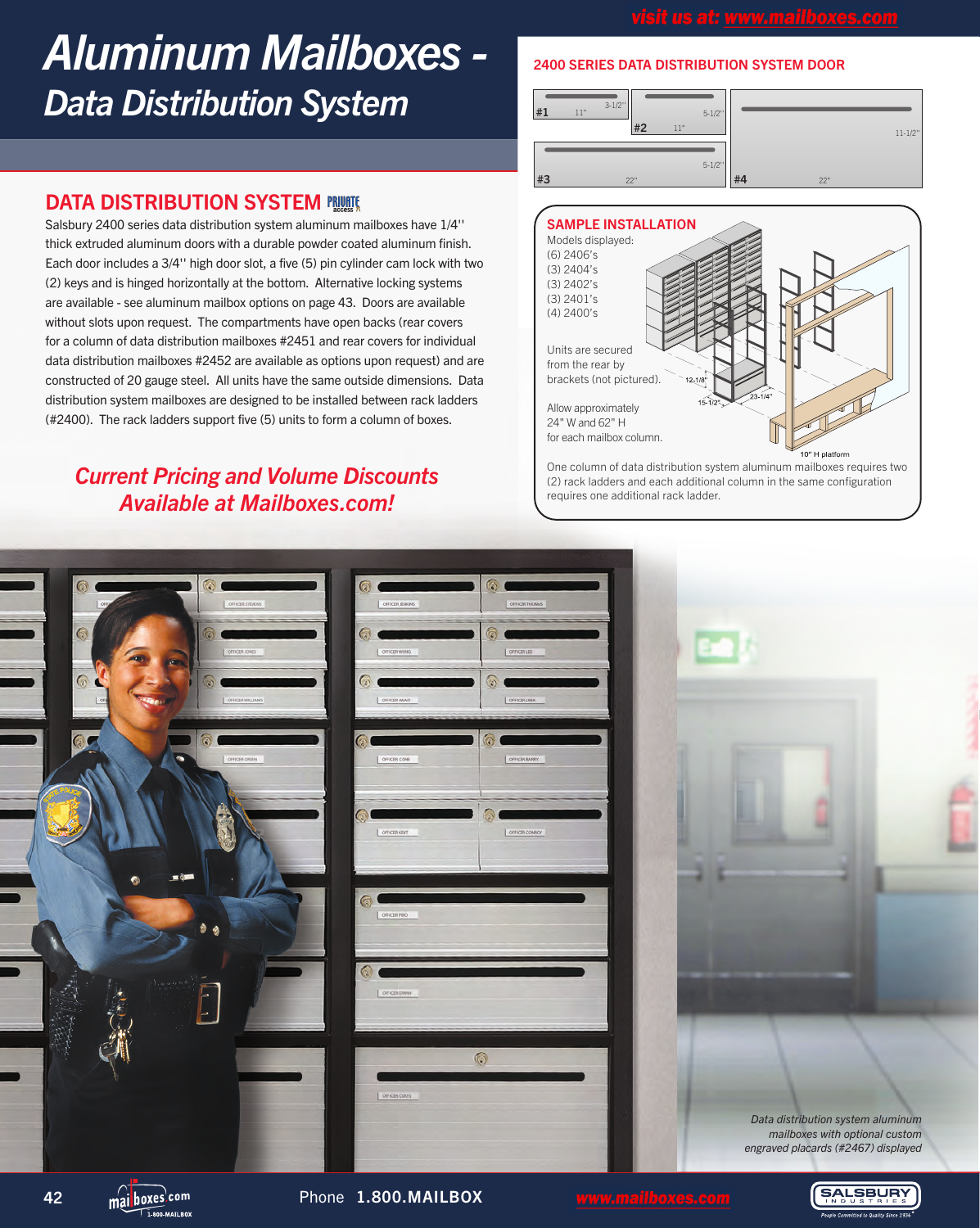# Aluminum Mailboxes - Data Distribution System

## DATA DISTRIBUTION SYSTEM

Salsbury 2400 series data distribution system aluminum mailboxes have 1/4'' thick extruded aluminum doors with a durable powder coated aluminum finish. Each door includes a 3/4'' high door slot, a five (5) pin cylinder cam lock with two (2) keys and is hinged horizontally at the bottom. Alternative locking systems are available - see aluminum mailbox options on page 43. Doors are available without slots upon request. The compartments have open backs (rear covers for a column of data distribution mailboxes #2451 and rear covers for individual data distribution mailboxes #2452 are available as options upon request) and are constructed of 20 gauge steel. All units have the same outside dimensions. Data distribution system mailboxes are designed to be installed between rack ladders (#2400). The rack ladders support five (5) units to form a column of boxes.

*Current Pricing and Volume Discounts Available at Mailboxes.com!*

## 2400 SERIES DATA DISTRIBUTION SYSTEM DOOR

#1 11" × 3-1/2''
#2 11" × 5-1/2''
#3 22" × 5-1/2''
#4 22" × 11-1/2''

## SAMPLE INSTALLATION

Models displayed:
(6) 2406's
(3) 2404's
(3) 2402's
(3) 2401's
(4) 2400's

Units are secured from the rear by brackets (not pictured).

Allow approximately 24" W and 62" H for each mailbox column.

12-1/8" 15-1/2" 23-1/4" 10" H platform

One column of data distribution system aluminum mailboxes requires two (2) rack ladders and each additional column in the same configuration requires one additional rack ladder.

*Data distribution system aluminum mailboxes with optional custom engraved placards (#2467) displayed*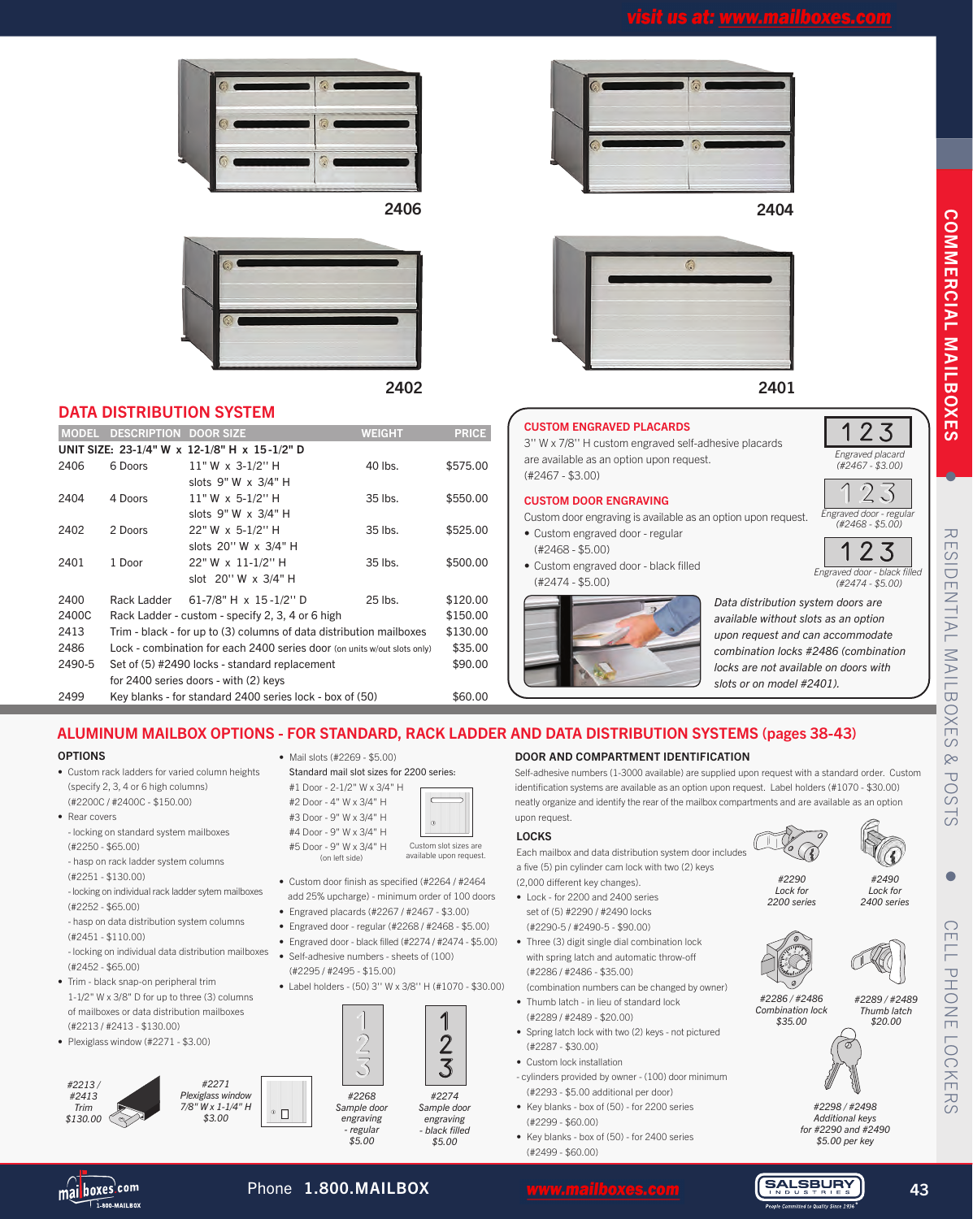2406

2404

2402

2401

## DATA DISTRIBUTION SYSTEM

| MODEL | DESCRIPTION | DOOR SIZE | WEIGHT | PRICE |
|---|---|---|---|---|
| UNIT SIZE: 23-1/4" W x 12-1/8" H x 15-1/2" D | | | | |
| 2406 | 6 Doors | 11" W x 3-1/2" H slots 9" W x 3/4" H | 40 lbs. | $575.00 |
| 2404 | 4 Doors | 11" W x 5-1/2" H slots 9" W x 3/4" H | 35 lbs. | $550.00 |
| 2402 | 2 Doors | 22" W x 5-1/2" H slots 20" W x 3/4" H | 35 lbs. | $525.00 |
| 2401 | 1 Door | 22" W x 11-1/2" H slot 20" W x 3/4" H | 35 lbs. | $500.00 |
| 2400 | Rack Ladder | 61-7/8" H x 15-1/2" D | 25 lbs. | $120.00 |
| 2400C | Rack Ladder - custom - specify 2, 3, 4 or 6 high | | | $150.00 |
| 2413 | Trim - black - for up to (3) columns of data distribution mailboxes | | | $130.00 |
| 2486 | Lock - combination for each 2400 series door (on units w/out slots only) | | | $35.00 |
| 2490-5 | Set of (5) #2490 locks - standard replacement for 2400 series doors - with (2) keys | | | $90.00 |
| 2499 | Key blanks - for standard 2400 series lock - box of (50) | | | $60.00 |

### CUSTOM ENGRAVED PLACARDS

3" W x 7/8" H custom engraved self-adhesive placards are available as an option upon request. (#2467 - $3.00)

Engraved placard (#2467 - $3.00)

### CUSTOM DOOR ENGRAVING

Custom door engraving is available as an option upon request.

- Custom engraved door - regular (#2468 - $5.00)
- Custom engraved door - black filled (#2474 - $5.00)

Engraved door - regular (#2468 - $5.00)

Engraved door - black filled (#2474 - $5.00)

*Data distribution system doors are available without slots as an option upon request and can accommodate combination locks #2486 (combination locks are not available on doors with slots or on model #2401).*

## ALUMINUM MAILBOX OPTIONS - FOR STANDARD, RACK LADDER AND DATA DISTRIBUTION SYSTEMS (pages 38-43)

### OPTIONS

- Custom rack ladders for varied column heights (specify 2, 3, 4 or 6 high columns) (#2200C / #2400C - $150.00)
- Rear covers
  - locking on standard system mailboxes (#2250 - $65.00)
  - hasp on rack ladder system columns (#2251 - $130.00)
  - locking on individual rack ladder sytem mailboxes (#2252 - $65.00)
  - hasp on data distribution system columns (#2451 - $110.00)
  - locking on individual data distribution mailboxes (#2452 - $65.00)
- Trim - black snap-on peripheral trim 1-1/2" W x 3/8" D for up to three (3) columns of mailboxes or data distribution mailboxes (#2213 / #2413 - $130.00)
- Plexiglass window (#2271 - $3.00)

#2213 / #2413 Trim $130.00

#2271 Plexiglass window 7/8" W x 1-1/4" H $3.00

- Mail slots (#2269 - $5.00)
  Standard mail slot sizes for 2200 series:
  #1 Door - 2-1/2" W x 3/4" H
  #2 Door - 4" W x 3/4" H
  #3 Door - 9" W x 3/4" H
  #4 Door - 9" W x 3/4" H
  #5 Door - 9" W x 3/4" H (on left side)

  Custom slot sizes are available upon request.
- Custom door finish as specified (#2264 / #2464 add 25% upcharge) - minimum order of 100 doors
- Engraved placards (#2267 / #2467 - $3.00)
- Engraved door - regular (#2268 / #2468 - $5.00)
- Engraved door - black filled (#2274 / #2474 - $5.00)
- Self-adhesive numbers - sheets of (100) (#2295 / #2495 - $15.00)
- Label holders - (50) 3" W x 3/8" H (#1070 - $30.00)

#2268 Sample door engraving - regular $5.00

#2274 Sample door engraving - black filled $5.00

### DOOR AND COMPARTMENT IDENTIFICATION

Self-adhesive numbers (1-3000 available) are supplied upon request with a standard order. Custom identification systems are available as an option upon request. Label holders (#1070 - $30.00) neatly organize and identify the rear of the mailbox compartments and are available as an option upon request.

### LOCKS

Each mailbox and data distribution system door includes a five (5) pin cylinder cam lock with two (2) keys (2,000 different key changes).

- Lock - for 2200 and 2400 series set of (5) #2290 / #2490 locks (#2290-5 / #2490-5 - $90.00)
- Three (3) digit single dial combination lock with spring latch and automatic throw-off (#2286 / #2486 - $35.00) (combination numbers can be changed by owner)
- Thumb latch - in lieu of standard lock (#2289 / #2489 - $20.00)
- Spring latch lock with two (2) keys - not pictured (#2287 - $30.00)
- Custom lock installation
  - cylinders provided by owner - (100) door minimum (#2293 - $5.00 additional per door)
- Key blanks - box of (50) - for 2200 series (#2299 - $60.00)
- Key blanks - box of (50) - for 2400 series (#2499 - $60.00)

#2290 Lock for 2200 series

#2490 Lock for 2400 series

#2286 / #2486 Combination lock $35.00

#2289 / #2489 Thumb latch $20.00

#2298 / #2498 Additional keys for #2290 and #2490 $5.00 per key